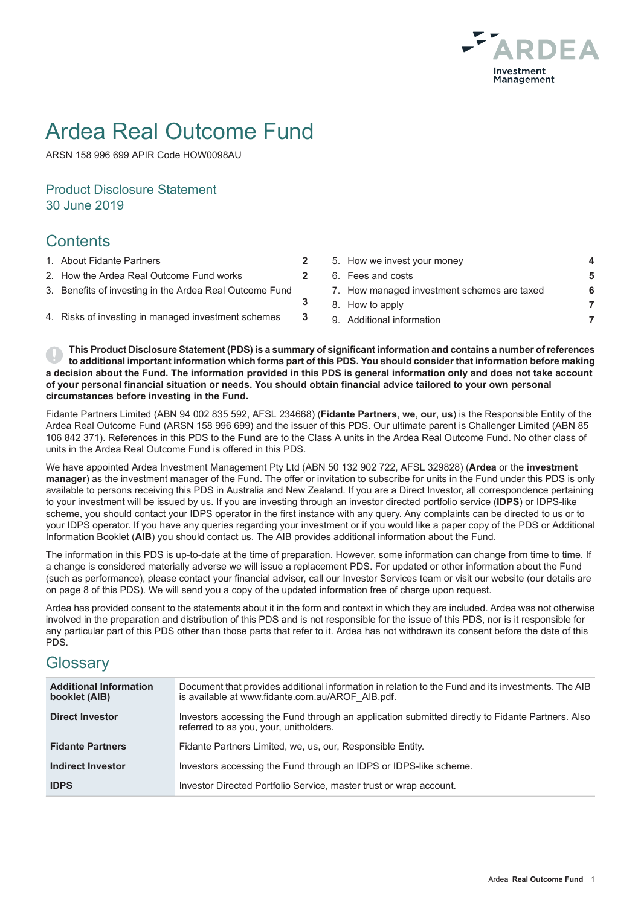# Ardea Real Outcome Fund

ARSN 158 996 699 APIR Code HOW0098AU

## Product Disclosure Statement
## 30 June 2019

## Contents

| | |
|---|---|
| 1. About Fidante Partners | 2 |
| 2. How the Ardea Real Outcome Fund works | 2 |
| 3. Benefits of investing in the Ardea Real Outcome Fund | 3 |
| 4. Risks of investing in managed investment schemes | 3 |
| 5. How we invest your money | 4 |
| 6. Fees and costs | 5 |
| 7. How managed investment schemes are taxed | 6 |
| 8. How to apply | 7 |
| 9. Additional information | 7 |

**This Product Disclosure Statement (PDS) is a summary of significant information and contains a number of references to additional important information which forms part of this PDS. You should consider that information before making a decision about the Fund. The information provided in this PDS is general information only and does not take account of your personal financial situation or needs. You should obtain financial advice tailored to your own personal circumstances before investing in the Fund.**

Fidante Partners Limited (ABN 94 002 835 592, AFSL 234668) (**Fidante Partners**, **we**, **our**, **us**) is the Responsible Entity of the Ardea Real Outcome Fund (ARSN 158 996 699) and the issuer of this PDS. Our ultimate parent is Challenger Limited (ABN 85 106 842 371). References in this PDS to the **Fund** are to the Class A units in the Ardea Real Outcome Fund. No other class of units in the Ardea Real Outcome Fund is offered in this PDS.

We have appointed Ardea Investment Management Pty Ltd (ABN 50 132 902 722, AFSL 329828) (**Ardea** or the **investment manager**) as the investment manager of the Fund. The offer or invitation to subscribe for units in the Fund under this PDS is only available to persons receiving this PDS in Australia and New Zealand. If you are a Direct Investor, all correspondence pertaining to your investment will be issued by us. If you are investing through an investor directed portfolio service (**IDPS**) or IDPS-like scheme, you should contact your IDPS operator in the first instance with any query. Any complaints can be directed to us or to your IDPS operator. If you have any queries regarding your investment or if you would like a paper copy of the PDS or Additional Information Booklet (**AIB**) you should contact us. The AIB provides additional information about the Fund.

The information in this PDS is up-to-date at the time of preparation. However, some information can change from time to time. If a change is considered materially adverse we will issue a replacement PDS. For updated or other information about the Fund (such as performance), please contact your financial adviser, call our Investor Services team or visit our website (our details are on page 8 of this PDS). We will send you a copy of the updated information free of charge upon request.

Ardea has provided consent to the statements about it in the form and context in which they are included. Ardea was not otherwise involved in the preparation and distribution of this PDS and is not responsible for the issue of this PDS, nor is it responsible for any particular part of this PDS other than those parts that refer to it. Ardea has not withdrawn its consent before the date of this PDS.

## Glossary

| | |
|---|---|
| **Additional Information booklet (AIB)** | Document that provides additional information in relation to the Fund and its investments. The AIB is available at www.fidante.com.au/AROF_AIB.pdf. |
| **Direct Investor** | Investors accessing the Fund through an application submitted directly to Fidante Partners. Also referred to as you, your, unitholders. |
| **Fidante Partners** | Fidante Partners Limited, we, us, our, Responsible Entity. |
| **Indirect Investor** | Investors accessing the Fund through an IDPS or IDPS-like scheme. |
| **IDPS** | Investor Directed Portfolio Service, master trust or wrap account. |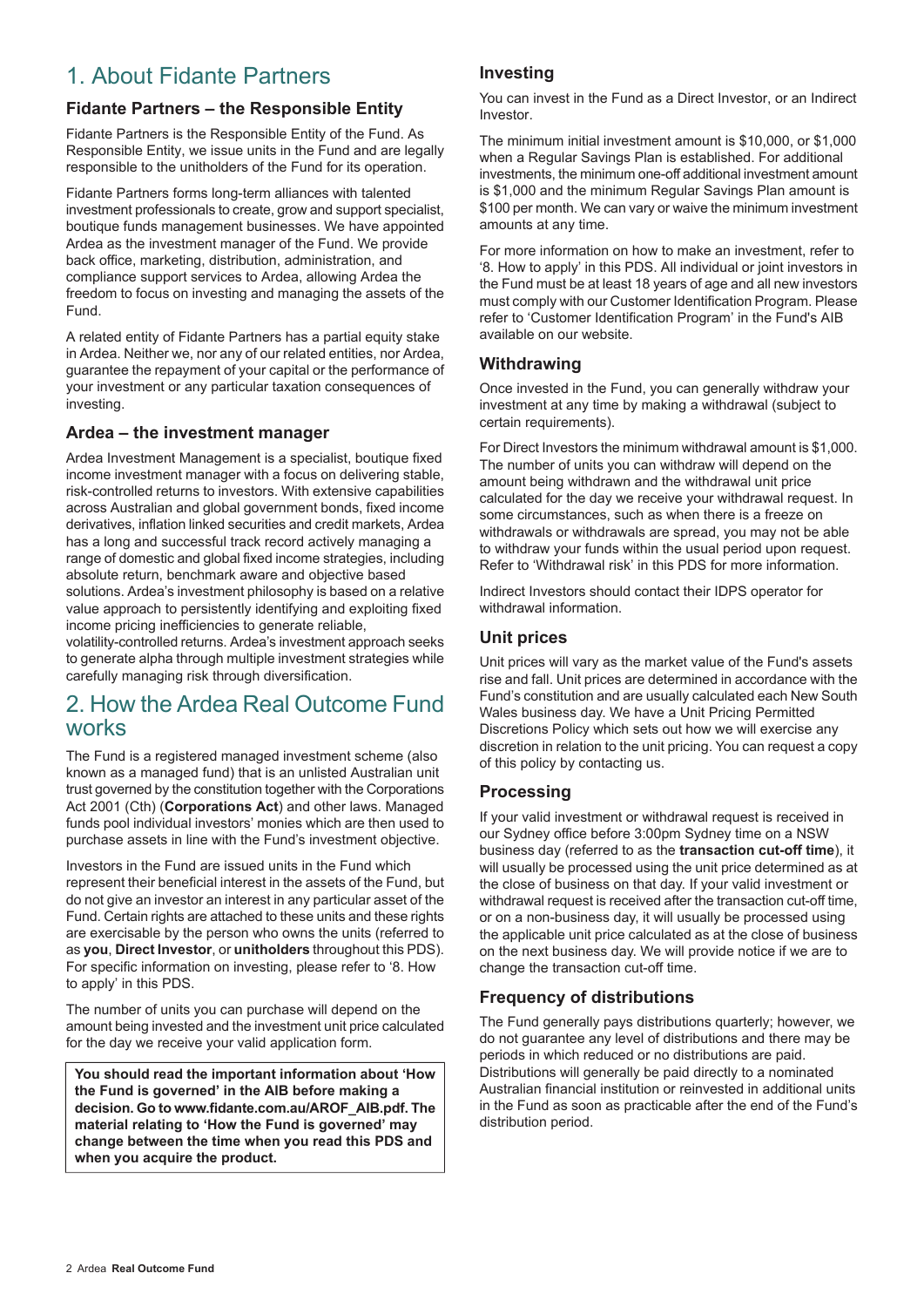## 1. About Fidante Partners

### Fidante Partners – the Responsible Entity

Fidante Partners is the Responsible Entity of the Fund. As Responsible Entity, we issue units in the Fund and are legally responsible to the unitholders of the Fund for its operation.

Fidante Partners forms long-term alliances with talented investment professionals to create, grow and support specialist, boutique funds management businesses. We have appointed Ardea as the investment manager of the Fund. We provide back office, marketing, distribution, administration, and compliance support services to Ardea, allowing Ardea the freedom to focus on investing and managing the assets of the Fund.

A related entity of Fidante Partners has a partial equity stake in Ardea. Neither we, nor any of our related entities, nor Ardea, guarantee the repayment of your capital or the performance of your investment or any particular taxation consequences of investing.

### Ardea – the investment manager

Ardea Investment Management is a specialist, boutique fixed income investment manager with a focus on delivering stable, risk-controlled returns to investors. With extensive capabilities across Australian and global government bonds, fixed income derivatives, inflation linked securities and credit markets, Ardea has a long and successful track record actively managing a range of domestic and global fixed income strategies, including absolute return, benchmark aware and objective based solutions. Ardea's investment philosophy is based on a relative value approach to persistently identifying and exploiting fixed income pricing inefficiencies to generate reliable, volatility-controlled returns. Ardea's investment approach seeks to generate alpha through multiple investment strategies while carefully managing risk through diversification.

## 2. How the Ardea Real Outcome Fund works

The Fund is a registered managed investment scheme (also known as a managed fund) that is an unlisted Australian unit trust governed by the constitution together with the Corporations Act 2001 (Cth) (**Corporations Act**) and other laws. Managed funds pool individual investors' monies which are then used to purchase assets in line with the Fund's investment objective.

Investors in the Fund are issued units in the Fund which represent their beneficial interest in the assets of the Fund, but do not give an investor an interest in any particular asset of the Fund. Certain rights are attached to these units and these rights are exercisable by the person who owns the units (referred to as **you**, **Direct Investor**, or **unitholders** throughout this PDS). For specific information on investing, please refer to '8. How to apply' in this PDS.

The number of units you can purchase will depend on the amount being invested and the investment unit price calculated for the day we receive your valid application form.

**You should read the important information about 'How the Fund is governed' in the AIB before making a decision. Go to www.fidante.com.au/AROF_AIB.pdf. The material relating to 'How the Fund is governed' may change between the time when you read this PDS and when you acquire the product.**

### Investing

You can invest in the Fund as a Direct Investor, or an Indirect Investor.

The minimum initial investment amount is $10,000, or $1,000 when a Regular Savings Plan is established. For additional investments, the minimum one-off additional investment amount is $1,000 and the minimum Regular Savings Plan amount is $100 per month. We can vary or waive the minimum investment amounts at any time.

For more information on how to make an investment, refer to '8. How to apply' in this PDS. All individual or joint investors in the Fund must be at least 18 years of age and all new investors must comply with our Customer Identification Program. Please refer to 'Customer Identification Program' in the Fund's AIB available on our website.

### Withdrawing

Once invested in the Fund, you can generally withdraw your investment at any time by making a withdrawal (subject to certain requirements).

For Direct Investors the minimum withdrawal amount is $1,000. The number of units you can withdraw will depend on the amount being withdrawn and the withdrawal unit price calculated for the day we receive your withdrawal request. In some circumstances, such as when there is a freeze on withdrawals or withdrawals are spread, you may not be able to withdraw your funds within the usual period upon request. Refer to 'Withdrawal risk' in this PDS for more information.

Indirect Investors should contact their IDPS operator for withdrawal information.

### Unit prices

Unit prices will vary as the market value of the Fund's assets rise and fall. Unit prices are determined in accordance with the Fund's constitution and are usually calculated each New South Wales business day. We have a Unit Pricing Permitted Discretions Policy which sets out how we will exercise any discretion in relation to the unit pricing. You can request a copy of this policy by contacting us.

### Processing

If your valid investment or withdrawal request is received in our Sydney office before 3:00pm Sydney time on a NSW business day (referred to as the **transaction cut-off time**), it will usually be processed using the unit price determined as at the close of business on that day. If your valid investment or withdrawal request is received after the transaction cut-off time, or on a non-business day, it will usually be processed using the applicable unit price calculated as at the close of business on the next business day. We will provide notice if we are to change the transaction cut-off time.

### Frequency of distributions

The Fund generally pays distributions quarterly; however, we do not guarantee any level of distributions and there may be periods in which reduced or no distributions are paid. Distributions will generally be paid directly to a nominated Australian financial institution or reinvested in additional units in the Fund as soon as practicable after the end of the Fund's distribution period.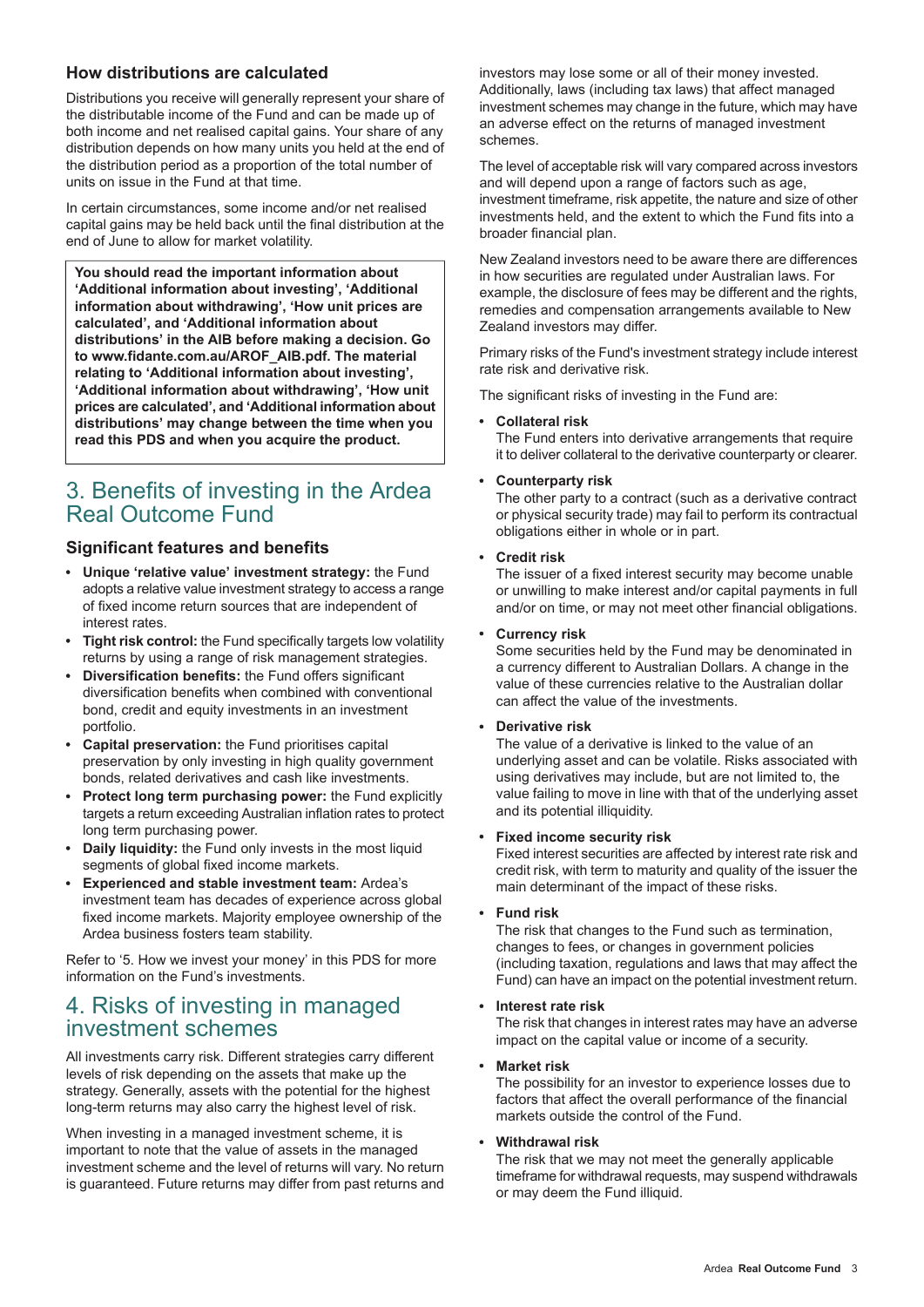### How distributions are calculated

Distributions you receive will generally represent your share of the distributable income of the Fund and can be made up of both income and net realised capital gains. Your share of any distribution depends on how many units you held at the end of the distribution period as a proportion of the total number of units on issue in the Fund at that time.

In certain circumstances, some income and/or net realised capital gains may be held back until the final distribution at the end of June to allow for market volatility.

**You should read the important information about 'Additional information about investing', 'Additional information about withdrawing', 'How unit prices are calculated', and 'Additional information about distributions' in the AIB before making a decision. Go to www.fidante.com.au/AROF_AIB.pdf. The material relating to 'Additional information about investing', 'Additional information about withdrawing', 'How unit prices are calculated', and 'Additional information about distributions' may change between the time when you read this PDS and when you acquire the product.**

## 3. Benefits of investing in the Ardea Real Outcome Fund

### Significant features and benefits

- **Unique 'relative value' investment strategy:** the Fund adopts a relative value investment strategy to access a range of fixed income return sources that are independent of interest rates.
- **Tight risk control:** the Fund specifically targets low volatility returns by using a range of risk management strategies.
- **Diversification benefits:** the Fund offers significant diversification benefits when combined with conventional bond, credit and equity investments in an investment portfolio.
- **Capital preservation:** the Fund prioritises capital preservation by only investing in high quality government bonds, related derivatives and cash like investments.
- **Protect long term purchasing power:** the Fund explicitly targets a return exceeding Australian inflation rates to protect long term purchasing power.
- **Daily liquidity:** the Fund only invests in the most liquid segments of global fixed income markets.
- **Experienced and stable investment team:** Ardea's investment team has decades of experience across global fixed income markets. Majority employee ownership of the Ardea business fosters team stability.

Refer to '5. How we invest your money' in this PDS for more information on the Fund's investments.

## 4. Risks of investing in managed investment schemes

All investments carry risk. Different strategies carry different levels of risk depending on the assets that make up the strategy. Generally, assets with the potential for the highest long-term returns may also carry the highest level of risk.

When investing in a managed investment scheme, it is important to note that the value of assets in the managed investment scheme and the level of returns will vary. No return is guaranteed. Future returns may differ from past returns and investors may lose some or all of their money invested. Additionally, laws (including tax laws) that affect managed investment schemes may change in the future, which may have an adverse effect on the returns of managed investment schemes.

The level of acceptable risk will vary compared across investors and will depend upon a range of factors such as age, investment timeframe, risk appetite, the nature and size of other investments held, and the extent to which the Fund fits into a broader financial plan.

New Zealand investors need to be aware there are differences in how securities are regulated under Australian laws. For example, the disclosure of fees may be different and the rights, remedies and compensation arrangements available to New Zealand investors may differ.

Primary risks of the Fund's investment strategy include interest rate risk and derivative risk.

The significant risks of investing in the Fund are:

- **Collateral risk**
  The Fund enters into derivative arrangements that require it to deliver collateral to the derivative counterparty or clearer.
- **Counterparty risk**
  The other party to a contract (such as a derivative contract or physical security trade) may fail to perform its contractual obligations either in whole or in part.
- **Credit risk**
  The issuer of a fixed interest security may become unable or unwilling to make interest and/or capital payments in full and/or on time, or may not meet other financial obligations.
- **Currency risk**
  Some securities held by the Fund may be denominated in a currency different to Australian Dollars. A change in the value of these currencies relative to the Australian dollar can affect the value of the investments.
- **Derivative risk**
  The value of a derivative is linked to the value of an underlying asset and can be volatile. Risks associated with using derivatives may include, but are not limited to, the value failing to move in line with that of the underlying asset and its potential illiquidity.
- **Fixed income security risk**
  Fixed interest securities are affected by interest rate risk and credit risk, with term to maturity and quality of the issuer the main determinant of the impact of these risks.
- **Fund risk**
  The risk that changes to the Fund such as termination, changes to fees, or changes in government policies (including taxation, regulations and laws that may affect the Fund) can have an impact on the potential investment return.
- **Interest rate risk**
  The risk that changes in interest rates may have an adverse impact on the capital value or income of a security.
- **Market risk**
  The possibility for an investor to experience losses due to factors that affect the overall performance of the financial markets outside the control of the Fund.
- **Withdrawal risk**
  The risk that we may not meet the generally applicable timeframe for withdrawal requests, may suspend withdrawals or may deem the Fund illiquid.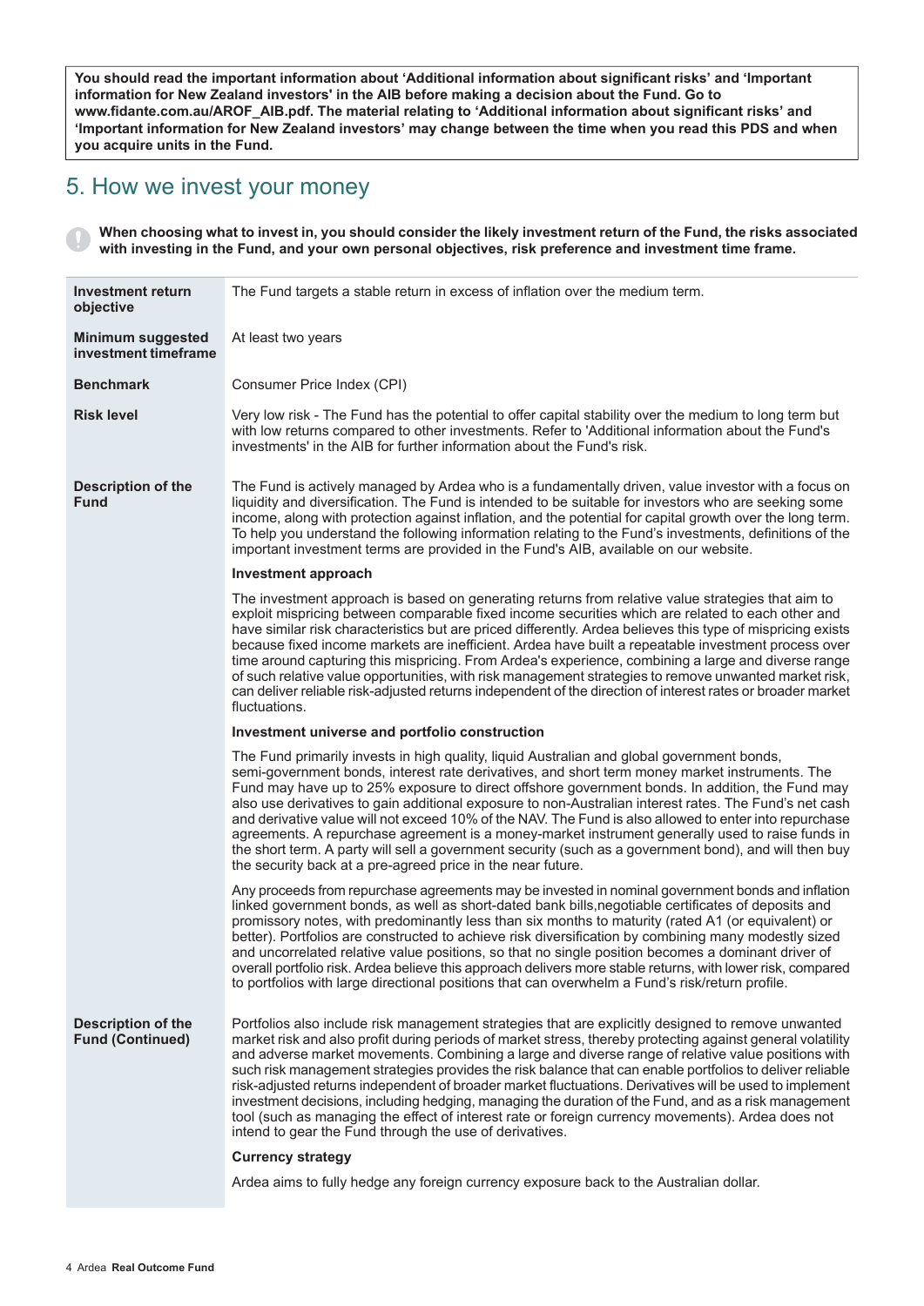**You should read the important information about 'Additional information about significant risks' and 'Important information for New Zealand investors' in the AIB before making a decision about the Fund. Go to www.fidante.com.au/AROF_AIB.pdf. The material relating to 'Additional information about significant risks' and 'Important information for New Zealand investors' may change between the time when you read this PDS and when you acquire units in the Fund.**

# 5. How we invest your money

**When choosing what to invest in, you should consider the likely investment return of the Fund, the risks associated with investing in the Fund, and your own personal objectives, risk preference and investment time frame.**

| | |
|---|---|
| **Investment return objective** | The Fund targets a stable return in excess of inflation over the medium term. |
| **Minimum suggested investment timeframe** | At least two years |
| **Benchmark** | Consumer Price Index (CPI) |
| **Risk level** | Very low risk - The Fund has the potential to offer capital stability over the medium to long term but with low returns compared to other investments. Refer to 'Additional information about the Fund's investments' in the AIB for further information about the Fund's risk. |
| **Description of the Fund** | The Fund is actively managed by Ardea who is a fundamentally driven, value investor with a focus on liquidity and diversification. The Fund is intended to be suitable for investors who are seeking some income, along with protection against inflation, and the potential for capital growth over the long term. To help you understand the following information relating to the Fund's investments, definitions of the important investment terms are provided in the Fund's AIB, available on our website.<br><br>**Investment approach**<br><br>The investment approach is based on generating returns from relative value strategies that aim to exploit mispricing between comparable fixed income securities which are related to each other and have similar risk characteristics but are priced differently. Ardea believes this type of mispricing exists because fixed income markets are inefficient. Ardea have built a repeatable investment process over time around capturing this mispricing. From Ardea's experience, combining a large and diverse range of such relative value opportunities, with risk management strategies to remove unwanted market risk, can deliver reliable risk-adjusted returns independent of the direction of interest rates or broader market fluctuations.<br><br>**Investment universe and portfolio construction**<br><br>The Fund primarily invests in high quality, liquid Australian and global government bonds, semi-government bonds, interest rate derivatives, and short term money market instruments. The Fund may have up to 25% exposure to direct offshore government bonds. In addition, the Fund may also use derivatives to gain additional exposure to non-Australian interest rates. The Fund's net cash and derivative value will not exceed 10% of the NAV. The Fund is also allowed to enter into repurchase agreements. A repurchase agreement is a money-market instrument generally used to raise funds in the short term. A party will sell a government security (such as a government bond), and will then buy the security back at a pre-agreed price in the near future.<br><br>Any proceeds from repurchase agreements may be invested in nominal government bonds and inflation linked government bonds, as well as short-dated bank bills,negotiable certificates of deposits and promissory notes, with predominantly less than six months to maturity (rated A1 (or equivalent) or better). Portfolios are constructed to achieve risk diversification by combining many modestly sized and uncorrelated relative value positions, so that no single position becomes a dominant driver of overall portfolio risk. Ardea believe this approach delivers more stable returns, with lower risk, compared to portfolios with large directional positions that can overwhelm a Fund's risk/return profile. |
| **Description of the Fund (Continued)** | Portfolios also include risk management strategies that are explicitly designed to remove unwanted market risk and also profit during periods of market stress, thereby protecting against general volatility and adverse market movements. Combining a large and diverse range of relative value positions with such risk management strategies provides the risk balance that can enable portfolios to deliver reliable risk-adjusted returns independent of broader market fluctuations. Derivatives will be used to implement investment decisions, including hedging, managing the duration of the Fund, and as a risk management tool (such as managing the effect of interest rate or foreign currency movements). Ardea does not intend to gear the Fund through the use of derivatives.<br><br>**Currency strategy**<br><br>Ardea aims to fully hedge any foreign currency exposure back to the Australian dollar. |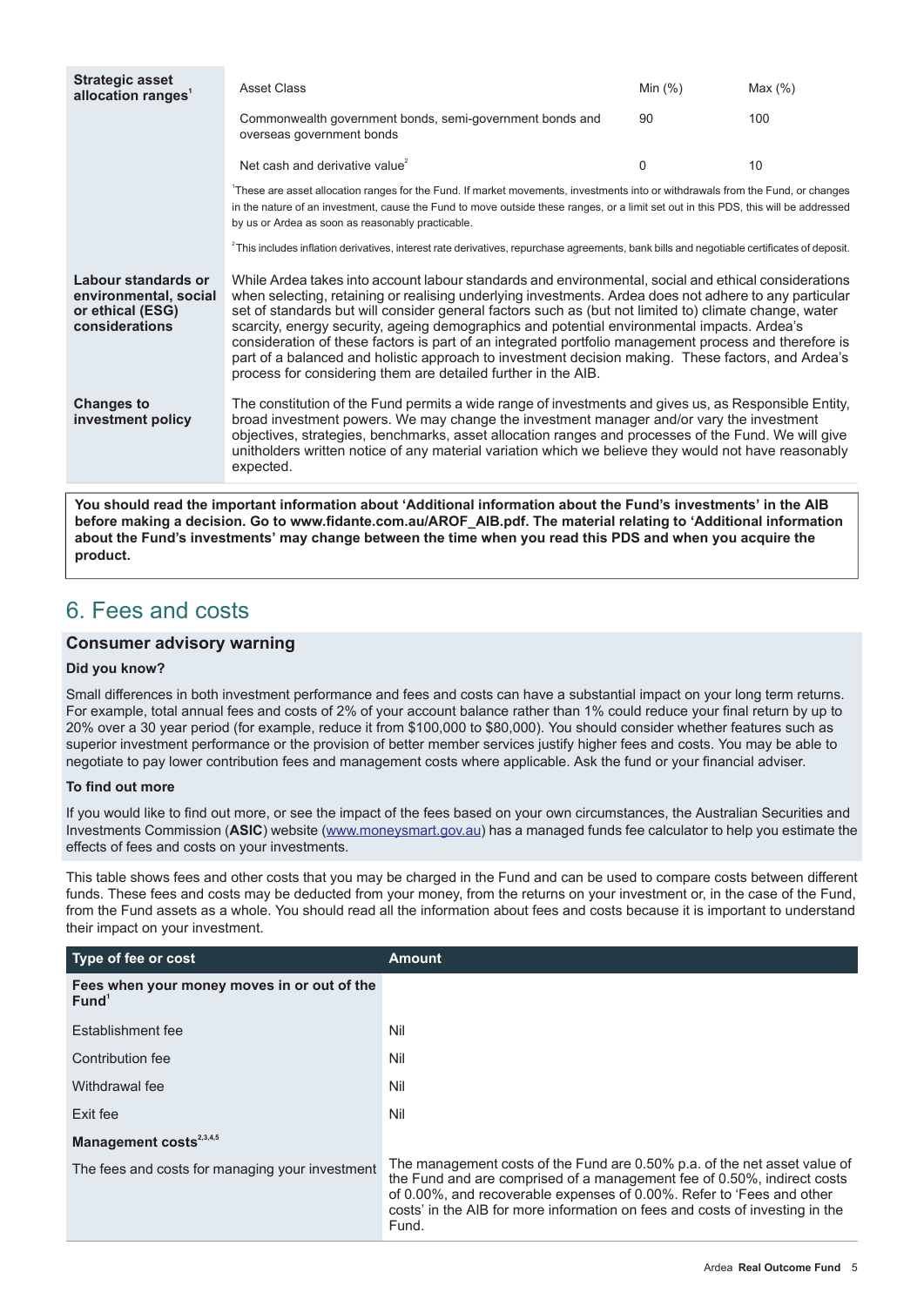| | | | |
|---|---|---|---|
| **Strategic asset allocation ranges**[1] | Asset Class | Min (%) | Max (%) |
| | Commonwealth government bonds, semi-government bonds and overseas government bonds | 90 | 100 |
| | Net cash and derivative value[2] | 0 | 10 |
| | [1]These are asset allocation ranges for the Fund. If market movements, investments into or withdrawals from the Fund, or changes in the nature of an investment, cause the Fund to move outside these ranges, or a limit set out in this PDS, this will be addressed by us or Ardea as soon as reasonably practicable. [2]This includes inflation derivatives, interest rate derivatives, repurchase agreements, bank bills and negotiable certificates of deposit. | | |
| **Labour standards or environmental, social or ethical (ESG) considerations** | While Ardea takes into account labour standards and environmental, social and ethical considerations when selecting, retaining or realising underlying investments. Ardea does not adhere to any particular set of standards but will consider general factors such as (but not limited to) climate change, water scarcity, energy security, ageing demographics and potential environmental impacts. Ardea's consideration of these factors is part of an integrated portfolio management process and therefore is part of a balanced and holistic approach to investment decision making. These factors, and Ardea's process for considering them are detailed further in the AIB. | | |
| **Changes to investment policy** | The constitution of the Fund permits a wide range of investments and gives us, as Responsible Entity, broad investment powers. We may change the investment manager and/or vary the investment objectives, strategies, benchmarks, asset allocation ranges and processes of the Fund. We will give unitholders written notice of any material variation which we believe they would not have reasonably expected. | | |

**You should read the important information about 'Additional information about the Fund's investments' in the AIB before making a decision. Go to www.fidante.com.au/AROF_AIB.pdf. The material relating to 'Additional information about the Fund's investments' may change between the time when you read this PDS and when you acquire the product.**

# 6. Fees and costs

### Consumer advisory warning

**Did you know?**

Small differences in both investment performance and fees and costs can have a substantial impact on your long term returns. For example, total annual fees and costs of 2% of your account balance rather than 1% could reduce your final return by up to 20% over a 30 year period (for example, reduce it from $100,000 to $80,000). You should consider whether features such as superior investment performance or the provision of better member services justify higher fees and costs. You may be able to negotiate to pay lower contribution fees and management costs where applicable. Ask the fund or your financial adviser.

**To find out more**

If you would like to find out more, or see the impact of the fees based on your own circumstances, the Australian Securities and Investments Commission (**ASIC**) website (www.moneysmart.gov.au) has a managed funds fee calculator to help you estimate the effects of fees and costs on your investments.

This table shows fees and other costs that you may be charged in the Fund and can be used to compare costs between different funds. These fees and costs may be deducted from your money, from the returns on your investment or, in the case of the Fund, from the Fund assets as a whole. You should read all the information about fees and costs because it is important to understand their impact on your investment.

| Type of fee or cost | Amount |
|---|---|
| **Fees when your money moves in or out of the Fund**[1] | |
| Establishment fee | Nil |
| Contribution fee | Nil |
| Withdrawal fee | Nil |
| Exit fee | Nil |
| **Management costs**[2,3,4,5] | |
| The fees and costs for managing your investment | The management costs of the Fund are 0.50% p.a. of the net asset value of the Fund and are comprised of a management fee of 0.50%, indirect costs of 0.00%, and recoverable expenses of 0.00%. Refer to 'Fees and other costs' in the AIB for more information on fees and costs of investing in the Fund. |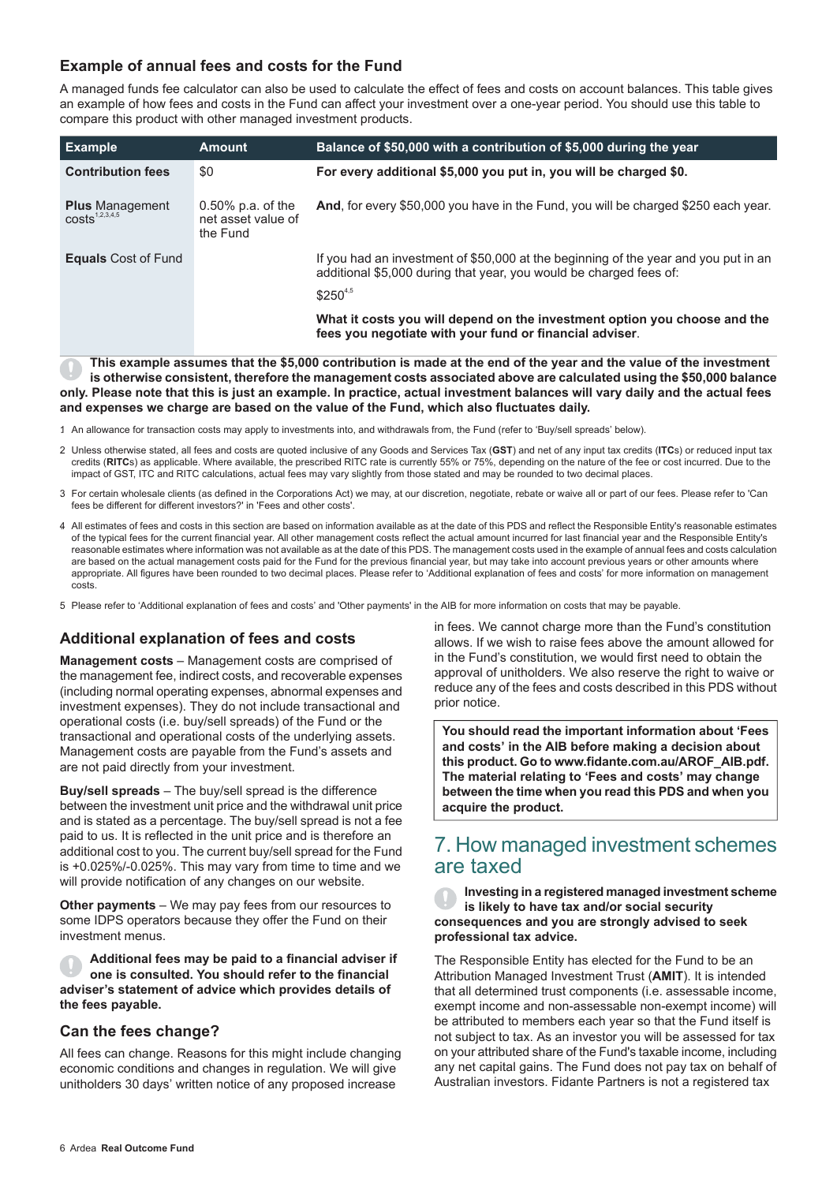### Example of annual fees and costs for the Fund

A managed funds fee calculator can also be used to calculate the effect of fees and costs on account balances. This table gives an example of how fees and costs in the Fund can affect your investment over a one-year period. You should use this table to compare this product with other managed investment products.

| Example | Amount | Balance of $50,000 with a contribution of $5,000 during the year |
|---|---|---|
| **Contribution fees** | $0 | **For every additional $5,000 you put in, you will be charged $0.** |
| **Plus** Management costs[1,2,3,4,5] | 0.50% p.a. of the net asset value of the Fund | **And**, for every $50,000 you have in the Fund, you will be charged $250 each year. |
| **Equals** Cost of Fund | | If you had an investment of $50,000 at the beginning of the year and you put in an additional $5,000 during that year, you would be charged fees of:<br><br>$250[4,5]<br><br>**What it costs you will depend on the investment option you choose and the fees you negotiate with your fund or financial adviser**. |

**This example assumes that the $5,000 contribution is made at the end of the year and the value of the investment is otherwise consistent, therefore the management costs associated above are calculated using the $50,000 balance only. Please note that this is just an example. In practice, actual investment balances will vary daily and the actual fees and expenses we charge are based on the value of the Fund, which also fluctuates daily.**

1 An allowance for transaction costs may apply to investments into, and withdrawals from, the Fund (refer to 'Buy/sell spreads' below).

2 Unless otherwise stated, all fees and costs are quoted inclusive of any Goods and Services Tax (**GST**) and net of any input tax credits (**ITCs**) or reduced input tax credits (**RITCs**) as applicable. Where available, the prescribed RITC rate is currently 55% or 75%, depending on the nature of the fee or cost incurred. Due to the impact of GST, ITC and RITC calculations, actual fees may vary slightly from those stated and may be rounded to two decimal places.

3 For certain wholesale clients (as defined in the Corporations Act) we may, at our discretion, negotiate, rebate or waive all or part of our fees. Please refer to 'Can fees be different for different investors?' in 'Fees and other costs'.

4 All estimates of fees and costs in this section are based on information available as at the date of this PDS and reflect the Responsible Entity's reasonable estimates of the typical fees for the current financial year. All other management costs reflect the actual amount incurred for last financial year and the Responsible Entity's reasonable estimates where information was not available as at the date of this PDS. The management costs used in the example of annual fees and costs calculation are based on the actual management costs paid for the Fund for the previous financial year, but may take into account previous years or other amounts where appropriate. All figures have been rounded to two decimal places. Please refer to 'Additional explanation of fees and costs' for more information on management costs.

5 Please refer to 'Additional explanation of fees and costs' and 'Other payments' in the AIB for more information on costs that may be payable.

### Additional explanation of fees and costs

**Management costs** – Management costs are comprised of the management fee, indirect costs, and recoverable expenses (including normal operating expenses, abnormal expenses and investment expenses). They do not include transactional and operational costs (i.e. buy/sell spreads) of the Fund or the transactional and operational costs of the underlying assets. Management costs are payable from the Fund's assets and are not paid directly from your investment.

**Buy/sell spreads** – The buy/sell spread is the difference between the investment unit price and the withdrawal unit price and is stated as a percentage. The buy/sell spread is not a fee paid to us. It is reflected in the unit price and is therefore an additional cost to you. The current buy/sell spread for the Fund is +0.025%/-0.025%. This may vary from time to time and we will provide notification of any changes on our website.

**Other payments** – We may pay fees from our resources to some IDPS operators because they offer the Fund on their investment menus.

**Additional fees may be paid to a financial adviser if one is consulted. You should refer to the financial adviser's statement of advice which provides details of the fees payable.**

### Can the fees change?

All fees can change. Reasons for this might include changing economic conditions and changes in regulation. We will give unitholders 30 days' written notice of any proposed increase in fees. We cannot charge more than the Fund's constitution allows. If we wish to raise fees above the amount allowed for in the Fund's constitution, we would first need to obtain the approval of unitholders. We also reserve the right to waive or reduce any of the fees and costs described in this PDS without prior notice.

**You should read the important information about 'Fees and costs' in the AIB before making a decision about this product. Go to www.fidante.com.au/AROF_AIB.pdf. The material relating to 'Fees and costs' may change between the time when you read this PDS and when you acquire the product.**

## 7. How managed investment schemes are taxed

**Investing in a registered managed investment scheme is likely to have tax and/or social security consequences and you are strongly advised to seek professional tax advice.**

The Responsible Entity has elected for the Fund to be an Attribution Managed Investment Trust (**AMIT**). It is intended that all determined trust components (i.e. assessable income, exempt income and non-assessable non-exempt income) will be attributed to members each year so that the Fund itself is not subject to tax. As an investor you will be assessed for tax on your attributed share of the Fund's taxable income, including any net capital gains. The Fund does not pay tax on behalf of Australian investors. Fidante Partners is not a registered tax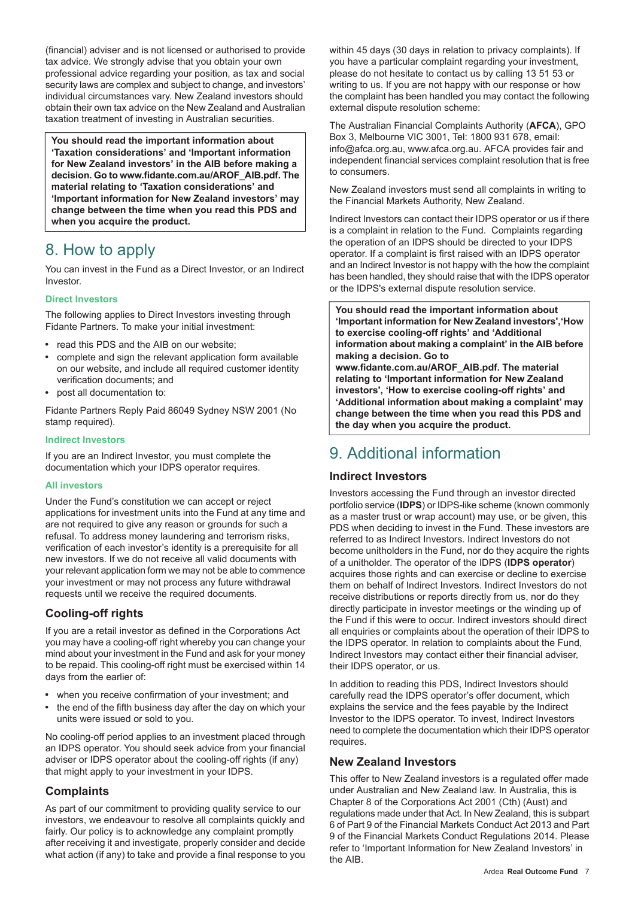(financial) adviser and is not licensed or authorised to provide tax advice. We strongly advise that you obtain your own professional advice regarding your position, as tax and social security laws are complex and subject to change, and investors' individual circumstances vary. New Zealand investors should obtain their own tax advice on the New Zealand and Australian taxation treatment of investing in Australian securities.

**You should read the important information about 'Taxation considerations' and 'Important information for New Zealand investors' in the AIB before making a decision. Go to www.fidante.com.au/AROF_AIB.pdf. The material relating to 'Taxation considerations' and 'Important information for New Zealand investors' may change between the time when you read this PDS and when you acquire the product.**

# 8. How to apply

You can invest in the Fund as a Direct Investor, or an Indirect Investor.

### Direct Investors

The following applies to Direct Investors investing through Fidante Partners. To make your initial investment:

- read this PDS and the AIB on our website;
- complete and sign the relevant application form available on our website, and include all required customer identity verification documents; and
- post all documentation to:

Fidante Partners Reply Paid 86049 Sydney NSW 2001 (No stamp required).

### Indirect Investors

If you are an Indirect Investor, you must complete the documentation which your IDPS operator requires.

### All investors

Under the Fund's constitution we can accept or reject applications for investment units into the Fund at any time and are not required to give any reason or grounds for such a refusal. To address money laundering and terrorism risks, verification of each investor's identity is a prerequisite for all new investors. If we do not receive all valid documents with your relevant application form we may not be able to commence your investment or may not process any future withdrawal requests until we receive the required documents.

## Cooling-off rights

If you are a retail investor as defined in the Corporations Act you may have a cooling-off right whereby you can change your mind about your investment in the Fund and ask for your money to be repaid. This cooling-off right must be exercised within 14 days from the earlier of:

- when you receive confirmation of your investment; and
- the end of the fifth business day after the day on which your units were issued or sold to you.

No cooling-off period applies to an investment placed through an IDPS operator. You should seek advice from your financial adviser or IDPS operator about the cooling-off rights (if any) that might apply to your investment in your IDPS.

## Complaints

As part of our commitment to providing quality service to our investors, we endeavour to resolve all complaints quickly and fairly. Our policy is to acknowledge any complaint promptly after receiving it and investigate, properly consider and decide what action (if any) to take and provide a final response to you within 45 days (30 days in relation to privacy complaints). If you have a particular complaint regarding your investment, please do not hesitate to contact us by calling 13 51 53 or writing to us. If you are not happy with our response or how the complaint has been handled you may contact the following external dispute resolution scheme:

The Australian Financial Complaints Authority (**AFCA**), GPO Box 3, Melbourne VIC 3001, Tel: 1800 931 678, email: info@afca.org.au, www.afca.org.au. AFCA provides fair and independent financial services complaint resolution that is free to consumers.

New Zealand investors must send all complaints in writing to the Financial Markets Authority, New Zealand.

Indirect Investors can contact their IDPS operator or us if there is a complaint in relation to the Fund. Complaints regarding the operation of an IDPS should be directed to your IDPS operator. If a complaint is first raised with an IDPS operator and an Indirect Investor is not happy with the how the complaint has been handled, they should raise that with the IDPS operator or the IDPS's external dispute resolution service.

**You should read the important information about 'Important information for New Zealand investors','How to exercise cooling-off rights' and 'Additional information about making a complaint' in the AIB before making a decision. Go to www.fidante.com.au/AROF_AIB.pdf. The material relating to 'Important information for New Zealand investors', 'How to exercise cooling-off rights' and 'Additional information about making a complaint' may change between the time when you read this PDS and the day when you acquire the product.**

# 9. Additional information

## Indirect Investors

Investors accessing the Fund through an investor directed portfolio service (**IDPS**) or IDPS-like scheme (known commonly as a master trust or wrap account) may use, or be given, this PDS when deciding to invest in the Fund. These investors are referred to as Indirect Investors. Indirect Investors do not become unitholders in the Fund, nor do they acquire the rights of a unitholder. The operator of the IDPS (**IDPS operator**) acquires those rights and can exercise or decline to exercise them on behalf of Indirect Investors. Indirect Investors do not receive distributions or reports directly from us, nor do they directly participate in investor meetings or the winding up of the Fund if this were to occur. Indirect investors should direct all enquiries or complaints about the operation of their IDPS to the IDPS operator. In relation to complaints about the Fund, Indirect Investors may contact either their financial adviser, their IDPS operator, or us.

In addition to reading this PDS, Indirect Investors should carefully read the IDPS operator's offer document, which explains the service and the fees payable by the Indirect Investor to the IDPS operator. To invest, Indirect Investors need to complete the documentation which their IDPS operator requires.

## New Zealand Investors

This offer to New Zealand investors is a regulated offer made under Australian and New Zealand law. In Australia, this is Chapter 8 of the Corporations Act 2001 (Cth) (Aust) and regulations made under that Act. In New Zealand, this is subpart 6 of Part 9 of the Financial Markets Conduct Act 2013 and Part 9 of the Financial Markets Conduct Regulations 2014. Please refer to 'Important Information for New Zealand Investors' in the AIB.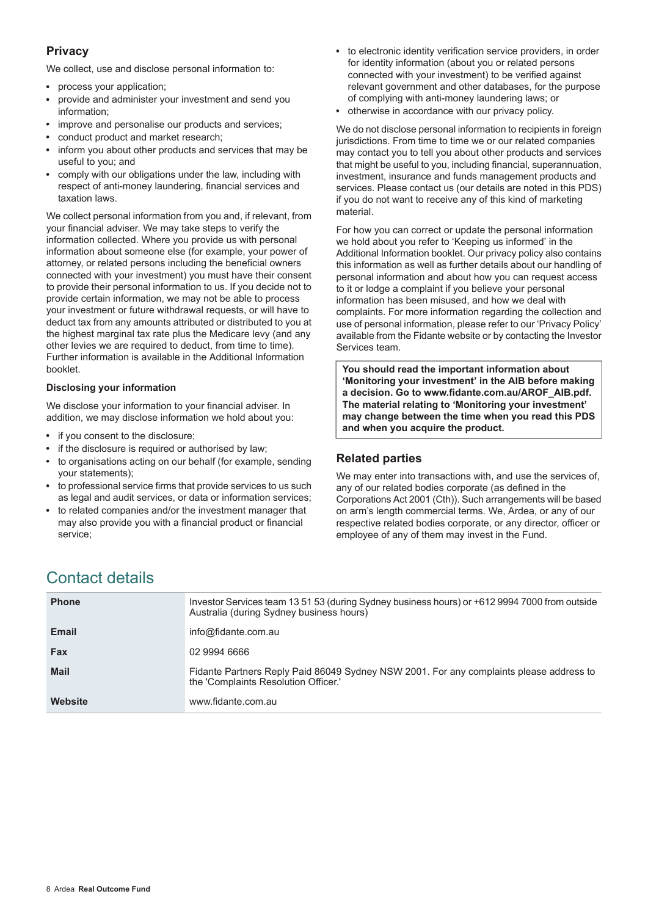## Privacy

We collect, use and disclose personal information to:

- process your application;
- provide and administer your investment and send you information;
- improve and personalise our products and services;
- conduct product and market research;
- inform you about other products and services that may be useful to you; and
- comply with our obligations under the law, including with respect of anti-money laundering, financial services and taxation laws.

We collect personal information from you and, if relevant, from your financial adviser. We may take steps to verify the information collected. Where you provide us with personal information about someone else (for example, your power of attorney, or related persons including the beneficial owners connected with your investment) you must have their consent to provide their personal information to us. If you decide not to provide certain information, we may not be able to process your investment or future withdrawal requests, or will have to deduct tax from any amounts attributed or distributed to you at the highest marginal tax rate plus the Medicare levy (and any other levies we are required to deduct, from time to time). Further information is available in the Additional Information booklet.

### Disclosing your information

We disclose your information to your financial adviser. In addition, we may disclose information we hold about you:

- if you consent to the disclosure;
- if the disclosure is required or authorised by law;
- to organisations acting on our behalf (for example, sending your statements);
- to professional service firms that provide services to us such as legal and audit services, or data or information services;
- to related companies and/or the investment manager that may also provide you with a financial product or financial service;
- to electronic identity verification service providers, in order for identity information (about you or related persons connected with your investment) to be verified against relevant government and other databases, for the purpose of complying with anti-money laundering laws; or
- otherwise in accordance with our privacy policy.

We do not disclose personal information to recipients in foreign jurisdictions. From time to time we or our related companies may contact you to tell you about other products and services that might be useful to you, including financial, superannuation, investment, insurance and funds management products and services. Please contact us (our details are noted in this PDS) if you do not want to receive any of this kind of marketing material.

For how you can correct or update the personal information we hold about you refer to 'Keeping us informed' in the Additional Information booklet. Our privacy policy also contains this information as well as further details about our handling of personal information and about how you can request access to it or lodge a complaint if you believe your personal information has been misused, and how we deal with complaints. For more information regarding the collection and use of personal information, please refer to our 'Privacy Policy' available from the Fidante website or by contacting the Investor Services team.

**You should read the important information about 'Monitoring your investment' in the AIB before making a decision. Go to www.fidante.com.au/AROF_AIB.pdf. The material relating to 'Monitoring your investment' may change between the time when you read this PDS and when you acquire the product.**

## Related parties

We may enter into transactions with, and use the services of, any of our related bodies corporate (as defined in the Corporations Act 2001 (Cth)). Such arrangements will be based on arm's length commercial terms. We, Ardea, or any of our respective related bodies corporate, or any director, officer or employee of any of them may invest in the Fund.

# Contact details

| | |
|---|---|
| **Phone** | Investor Services team 13 51 53 (during Sydney business hours) or +612 9994 7000 from outside Australia (during Sydney business hours) |
| **Email** | info@fidante.com.au |
| **Fax** | 02 9994 6666 |
| **Mail** | Fidante Partners Reply Paid 86049 Sydney NSW 2001. For any complaints please address to the 'Complaints Resolution Officer.' |
| **Website** | www.fidante.com.au |